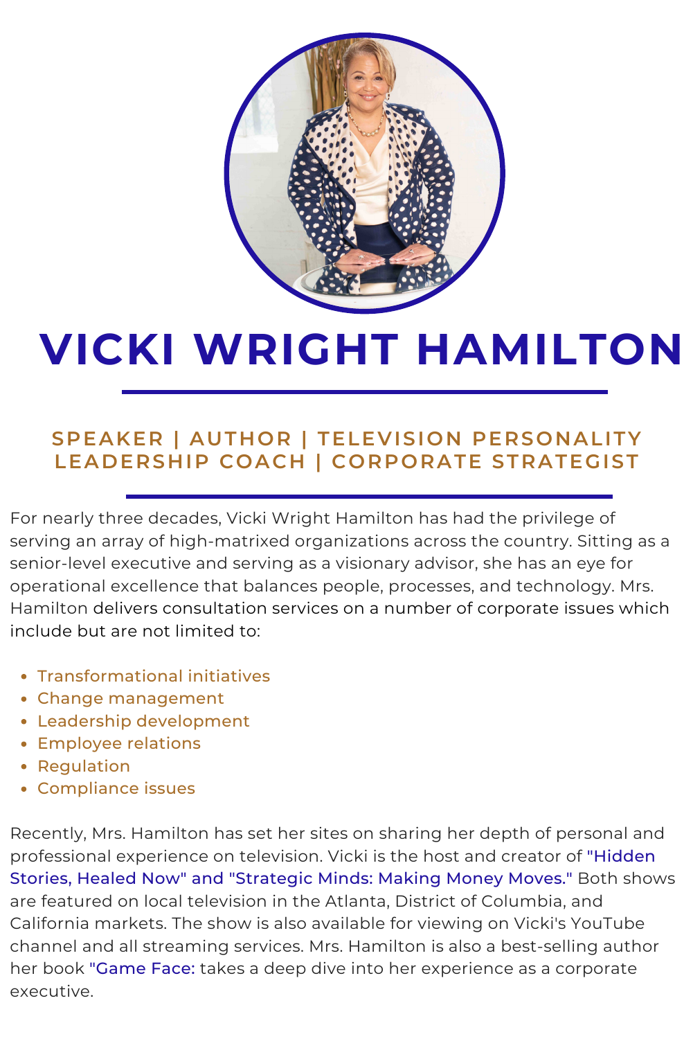# VICKI WRIGHT HAMILTON

## SPEAKER | AUTHOR | TELEVISION PERSONALITY LEADERSHIP COACH | CORPORATE STRATEGIST

For nearly three decades, Vicki Wright Hamilton has had the privilege of serving an array of high-matrixed organizations across the country. Sitting as a senior-level executive and serving as a visionary advisor, she has an eye for operational excellence that balances people, processes, and technology. Mrs. Hamilton delivers consultation services on a number of corporate issues which include but are not limited to:

- Transformational initiatives
- Change management
- Leadership development
- Employee relations
- Regulation
- Compliance issues

Recently, Mrs. Hamilton has set her sites on sharing her depth of personal and professional experience on television. Vicki is the host and creator of "Hidden Stories, Healed Now" and "Strategic Minds: Making Money Moves." Both shows are featured on local television in the Atlanta, District of Columbia, and California markets. The show is also available for viewing on Vicki's YouTube channel and all streaming services. Mrs. Hamilton is also a best-selling author her book "Game Face: takes a deep dive into her experience as a corporate executive.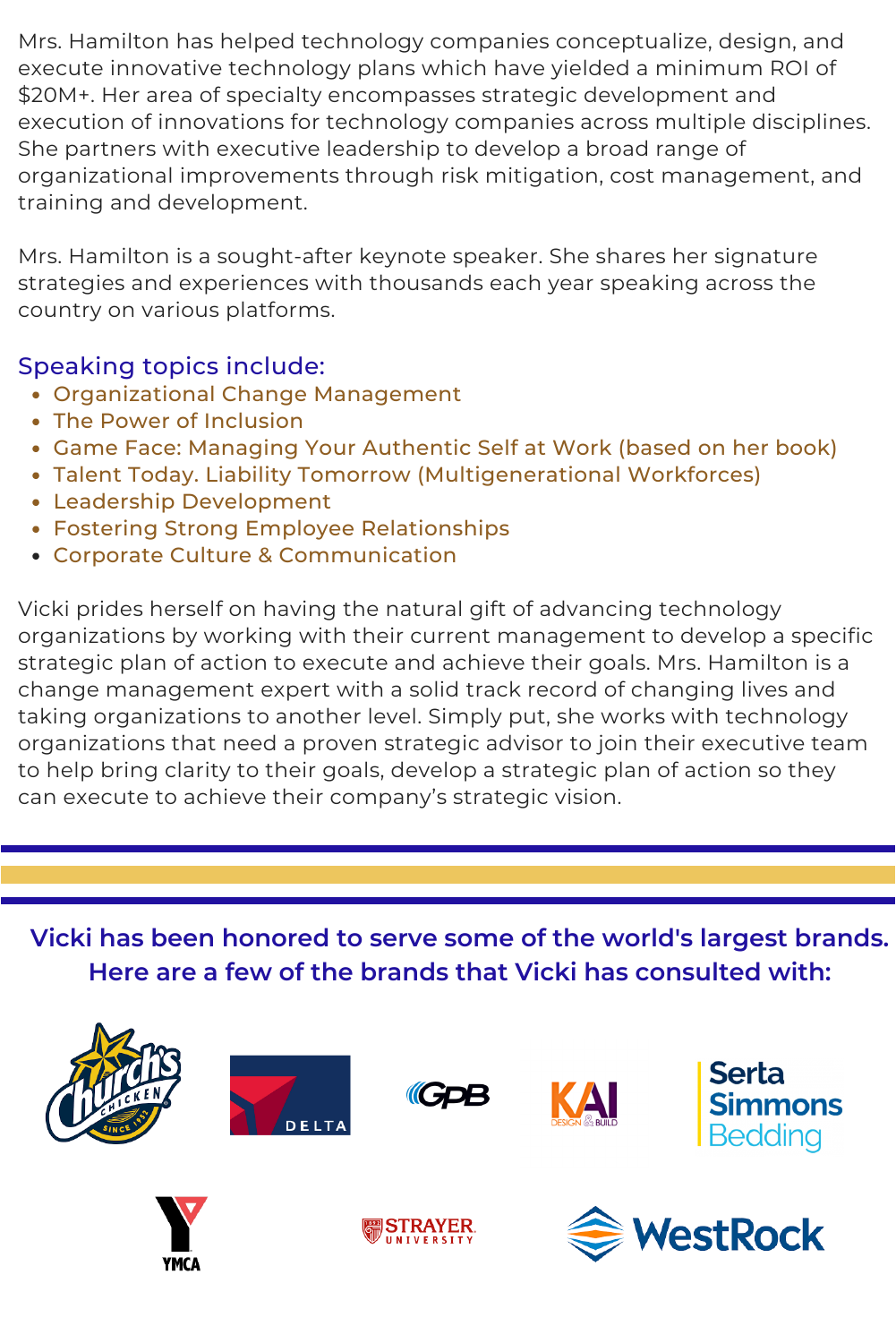Mrs. Hamilton has helped technology companies conceptualize, design, and execute innovative technology plans which have yielded a minimum ROI of $20M+. Her area of specialty encompasses strategic development and execution of innovations for technology companies across multiple disciplines. She partners with executive leadership to develop a broad range of organizational improvements through risk mitigation, cost management, and training and development.

Mrs. Hamilton is a sought-after keynote speaker. She shares her signature strategies and experiences with thousands each year speaking across the country on various platforms.

## Speaking topics include:

- Organizational Change Management
- The Power of Inclusion
- Game Face: Managing Your Authentic Self at Work (based on her book)
- Talent Today. Liability Tomorrow (Multigenerational Workforces)
- Leadership Development
- Fostering Strong Employee Relationships
- Corporate Culture & Communication

Vicki prides herself on having the natural gift of advancing technology organizations by working with their current management to develop a specific strategic plan of action to execute and achieve their goals. Mrs. Hamilton is a change management expert with a solid track record of changing lives and taking organizations to another level. Simply put, she works with technology organizations that need a proven strategic advisor to join their executive team to help bring clarity to their goals, develop a strategic plan of action so they can execute to achieve their company's strategic vision.

## Vicki has been honored to serve some of the world's largest brands. Here are a few of the brands that Vicki has consulted with:

Church's Chicken Since 1952

DELTA

GPB

KAI Design & Build

Serta Simmons Bedding

YMCA

Strayer University

WestRock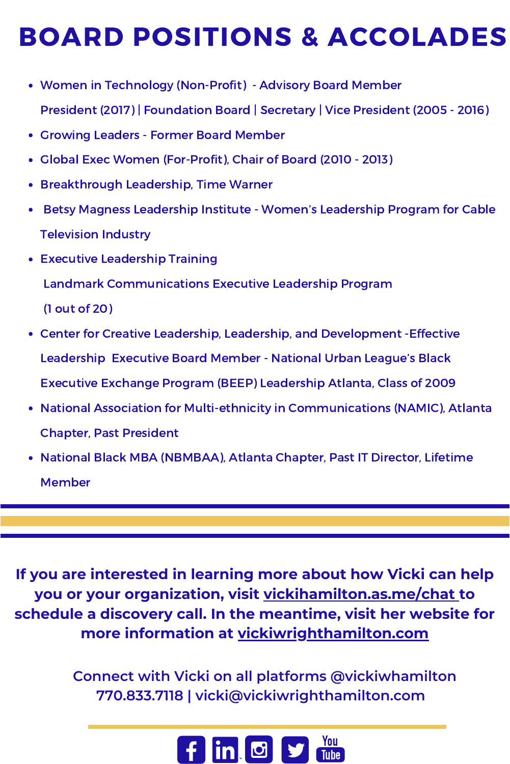# BOARD POSITIONS & ACCOLADES

- Women in Technology (Non-Profit) - Advisory Board Member
  President (2017) | Foundation Board | Secretary | Vice President (2005 - 2016)
- Growing Leaders - Former Board Member
- Global Exec Women (For-Profit), Chair of Board (2010 - 2013)
- Breakthrough Leadership, Time Warner
- Betsy Magness Leadership Institute - Women's Leadership Program for Cable Television Industry
- Executive Leadership Training
  Landmark Communications Executive Leadership Program
  (1 out of 20)
- Center for Creative Leadership, Leadership, and Development -Effective Leadership Executive Board Member - National Urban League's Black Executive Exchange Program (BEEP) Leadership Atlanta, Class of 2009
- National Association for Multi-ethnicity in Communications (NAMIC), Atlanta Chapter, Past President
- National Black MBA (NBMBAA), Atlanta Chapter, Past IT Director, Lifetime Member

**If you are interested in learning more about how Vicki can help you or your organization, visit vickihamilton.as.me/chat to schedule a discovery call. In the meantime, visit her website for more information at vickiwrighthamilton.com**

Connect with Vicki on all platforms @vickiwhamilton
770.833.7118 | vicki@vickiwrighthamilton.com